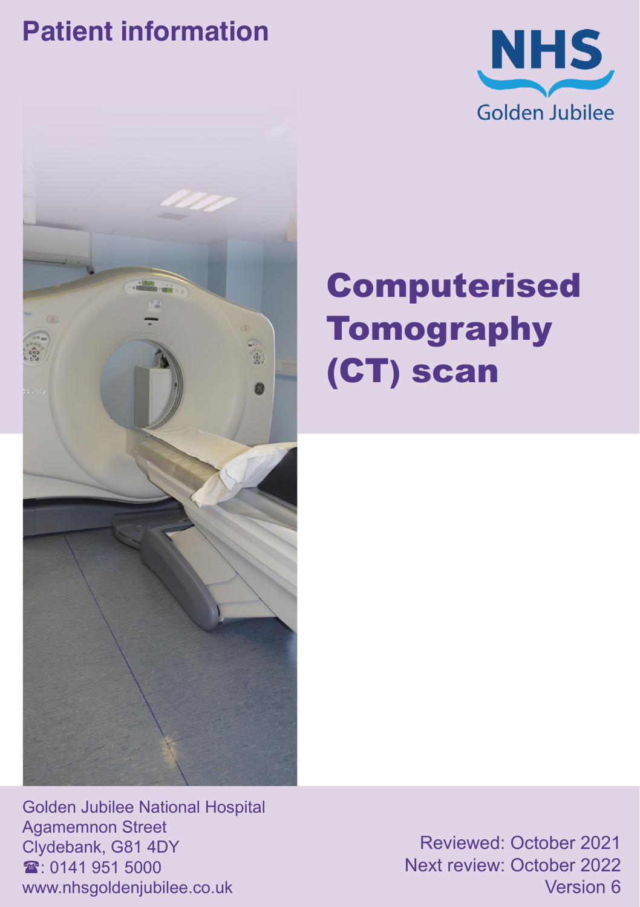Patient information

NHS
Golden Jubilee

# Computerised Tomography (CT) scan

Golden Jubilee National Hospital
Agamemnon Street
Clydebank, G81 4DY
☎: 0141 951 5000
www.nhsgoldenjubilee.co.uk

Reviewed: October 2021
Next review: October 2022
Version 6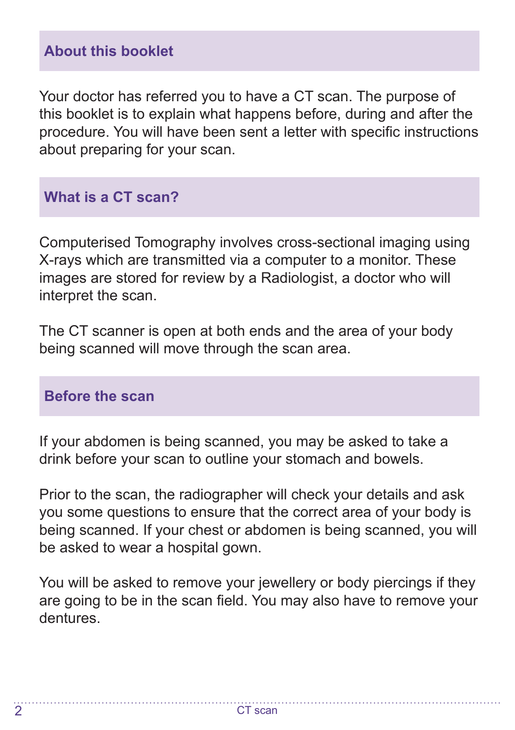## About this booklet

Your doctor has referred you to have a CT scan. The purpose of this booklet is to explain what happens before, during and after the procedure. You will have been sent a letter with specific instructions about preparing for your scan.

## What is a CT scan?

Computerised Tomography involves cross-sectional imaging using X-rays which are transmitted via a computer to a monitor. These images are stored for review by a Radiologist, a doctor who will interpret the scan.

The CT scanner is open at both ends and the area of your body being scanned will move through the scan area.

## Before the scan

If your abdomen is being scanned, you may be asked to take a drink before your scan to outline your stomach and bowels.

Prior to the scan, the radiographer will check your details and ask you some questions to ensure that the correct area of your body is being scanned. If your chest or abdomen is being scanned, you will be asked to wear a hospital gown.

You will be asked to remove your jewellery or body piercings if they are going to be in the scan field. You may also have to remove your dentures.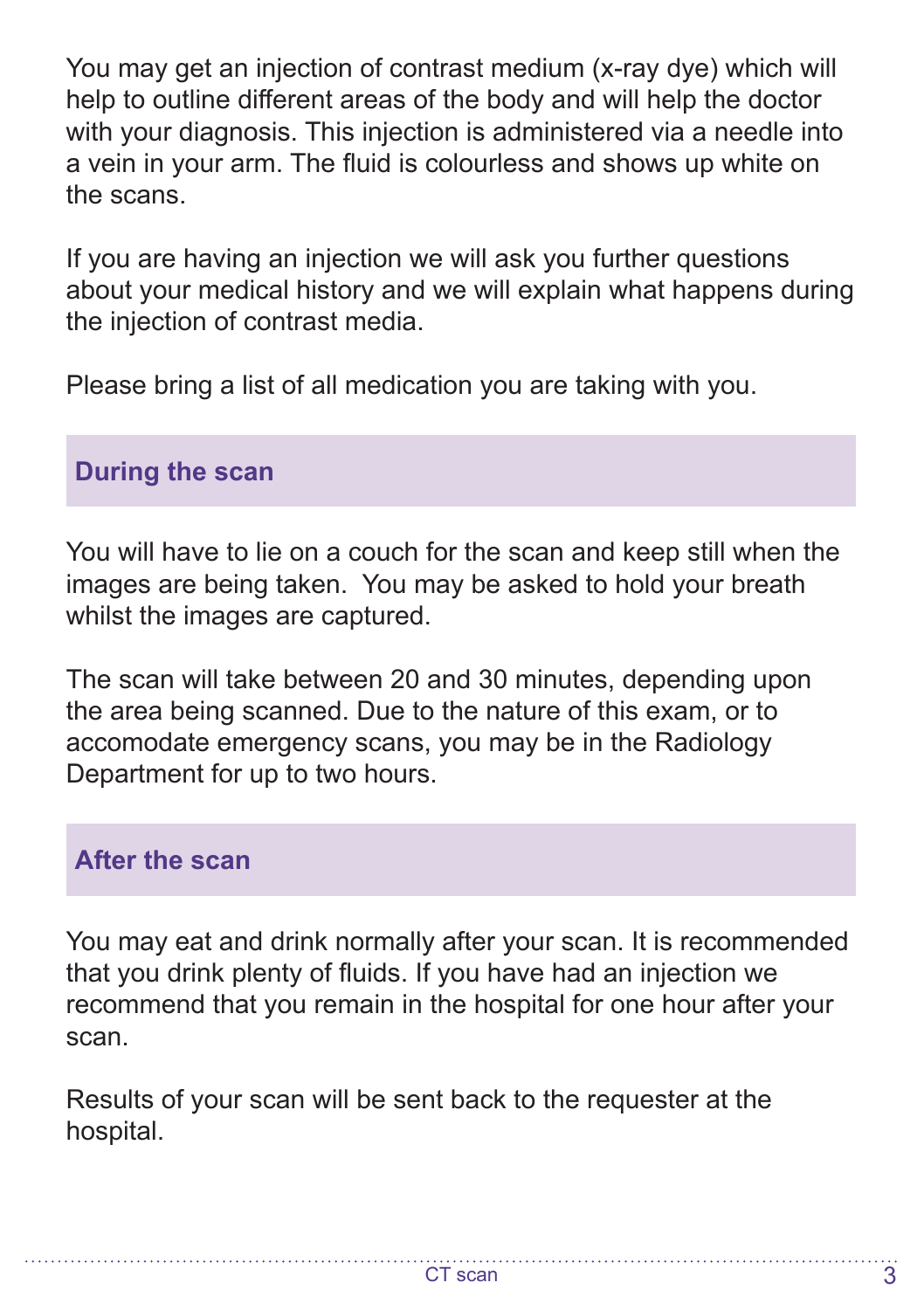You may get an injection of contrast medium (x-ray dye) which will help to outline different areas of the body and will help the doctor with your diagnosis. This injection is administered via a needle into a vein in your arm. The fluid is colourless and shows up white on the scans.

If you are having an injection we will ask you further questions about your medical history and we will explain what happens during the injection of contrast media.

Please bring a list of all medication you are taking with you.

## During the scan

You will have to lie on a couch for the scan and keep still when the images are being taken. You may be asked to hold your breath whilst the images are captured.

The scan will take between 20 and 30 minutes, depending upon the area being scanned. Due to the nature of this exam, or to accomodate emergency scans, you may be in the Radiology Department for up to two hours.

## After the scan

You may eat and drink normally after your scan. It is recommended that you drink plenty of fluids. If you have had an injection we recommend that you remain in the hospital for one hour after your scan.

Results of your scan will be sent back to the requester at the hospital.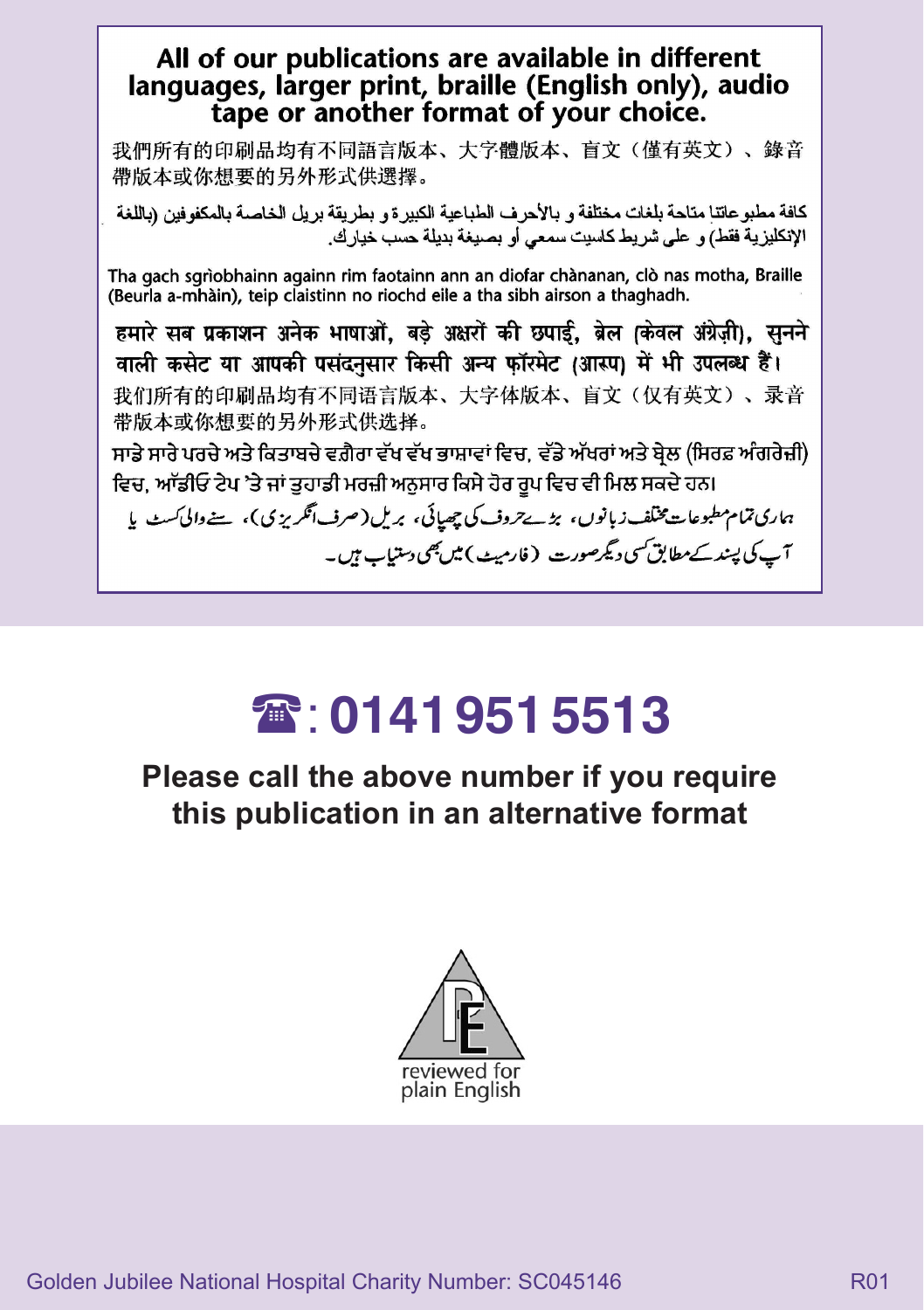## All of our publications are available in different languages, larger print, braille (English only), audio tape or another format of your choice.

我們所有的印刷品均有不同語言版本、大字體版本、盲文（僅有英文）、錄音帶版本或你想要的另外形式供選擇。

كافة مطبوعاتنا متاحة بلغات مختلفة و بالأحرف الطباعية الكبيرة و بطريقة بريل الخاصة بالمكفوفين (باللغة الإنكليزية فقط) و على شريط كاسيت سمعي أو بصيغة بديلة حسب خيارك.

Tha gach sgrìobhainn againn rim faotainn ann an diofar chànanan, clò nas motha, Braille (Beurla a-mhàin), teip claistinn no riochd eile a tha sibh airson a thaghadh.

हमारे सब प्रकाशन अनेक भाषाओं, बड़े अक्षरों की छपाई, ब्रेल (केवल अंग्रेज़ी), सुनने वाली कसेट या आपकी पसंदनुसार किसी अन्य फॉरमेट (आरूप) में भी उपलब्ध हैं।

我们所有的印刷品均有不同语言版本、大字体版本、盲文（仅有英文）、录音带版本或你想要的另外形式供选择。

ਸਾਡੇ ਸਾਰੇ ਪਰਚੇ ਅਤੇ ਕਿਤਾਬਚੇ ਵਗ਼ੈਰਾ ਵੱਖ ਵੱਖ ਭਾਸ਼ਾਵਾਂ ਵਿਚ, ਵੱਡੇ ਅੱਖਰਾਂ ਅਤੇ ਬ੍ਰੇਲ (ਸਿਰਫ਼ ਅੰਗਰੇਜ਼ੀ) ਵਿਚ, ਔਡੀਓ ਟੇਪ 'ਤੇ ਜਾਂ ਤੁਹਾਡੀ ਮਰਜ਼ੀ ਅਨੁਸਾਰ ਕਿਸੇ ਹੋਰ ਰੂਪ ਵਿਚ ਵੀ ਮਿਲ ਸਕਦੇ ਹਨ।

ہماری تمام مطبوعات مختلف زبانوں، بڑے حروف کی چھپائی، بریل (صرف انگریزی)، سننے والی کسٹ یا آپ کی پسند کے مطابق کسی دیگر صورت (فارمیٹ) میں بھی دستیاب ہیں۔

# ☎: 0141 951 5513

**Please call the above number if you require this publication in an alternative format**

reviewed for plain English

Golden Jubilee National Hospital Charity Number: SC045146

R01